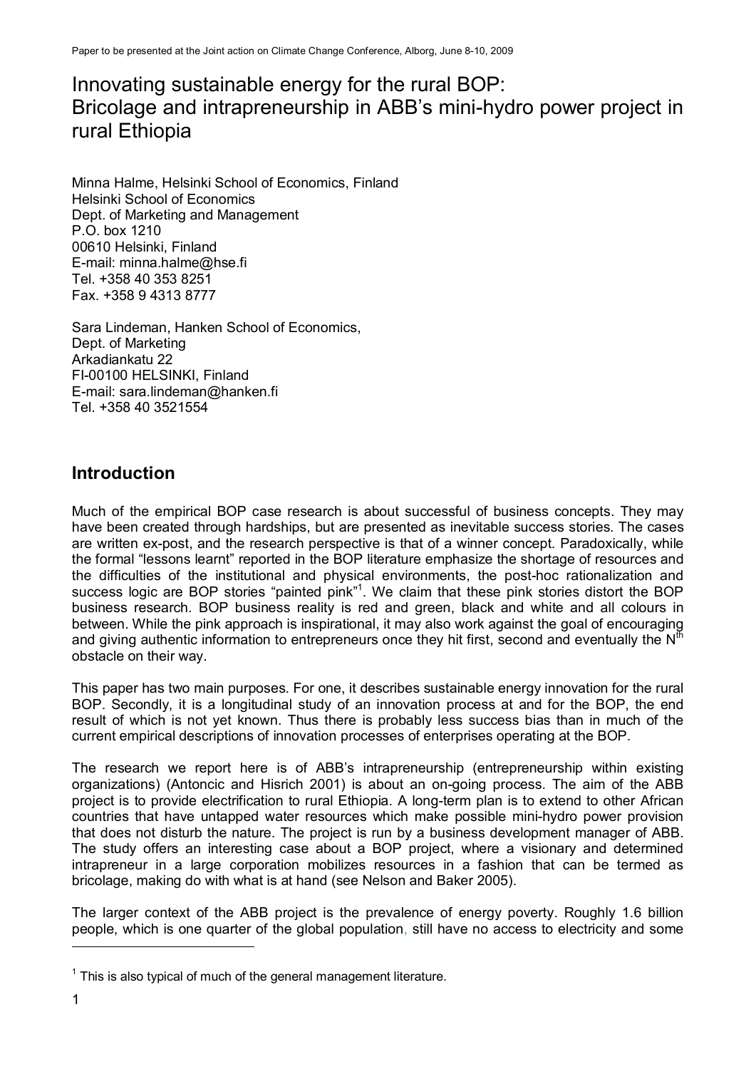Paper to be presented at the Joint action on Climate Change Conference, Alborg, June 8-10, 2009

# Innovating sustainable energy for the rural BOP: Bricolage and intrapreneurship in ABB's mini-hydro power project in rural Ethiopia

Minna Halme, Helsinki School of Economics, Finland
Helsinki School of Economics
Dept. of Marketing and Management
P.O. box 1210
00610 Helsinki, Finland
E-mail: minna.halme@hse.fi
Tel. +358 40 353 8251
Fax. +358 9 4313 8777

Sara Lindeman, Hanken School of Economics,
Dept. of Marketing
Arkadiankatu 22
FI-00100 HELSINKI, Finland
E-mail: sara.lindeman@hanken.fi
Tel. +358 40 3521554

## Introduction

Much of the empirical BOP case research is about successful of business concepts. They may have been created through hardships, but are presented as inevitable success stories. The cases are written ex-post, and the research perspective is that of a winner concept. Paradoxically, while the formal "lessons learnt" reported in the BOP literature emphasize the shortage of resources and the difficulties of the institutional and physical environments, the post-hoc rationalization and success logic are BOP stories "painted pink"[1]. We claim that these pink stories distort the BOP business research. BOP business reality is red and green, black and white and all colours in between. While the pink approach is inspirational, it may also work against the goal of encouraging and giving authentic information to entrepreneurs once they hit first, second and eventually the N[th] obstacle on their way.

This paper has two main purposes. For one, it describes sustainable energy innovation for the rural BOP. Secondly, it is a longitudinal study of an innovation process at and for the BOP, the end result of which is not yet known. Thus there is probably less success bias than in much of the current empirical descriptions of innovation processes of enterprises operating at the BOP.

The research we report here is of ABB's intrapreneurship (entrepreneurship within existing organizations) (Antoncic and Hisrich 2001) is about an on-going process. The aim of the ABB project is to provide electrification to rural Ethiopia. A long-term plan is to extend to other African countries that have untapped water resources which make possible mini-hydro power provision that does not disturb the nature. The project is run by a business development manager of ABB. The study offers an interesting case about a BOP project, where a visionary and determined intrapreneur in a large corporation mobilizes resources in a fashion that can be termed as bricolage, making do with what is at hand (see Nelson and Baker 2005).

The larger context of the ABB project is the prevalence of energy poverty. Roughly 1.6 billion people, which is one quarter of the global population, still have no access to electricity and some

[1] This is also typical of much of the general management literature.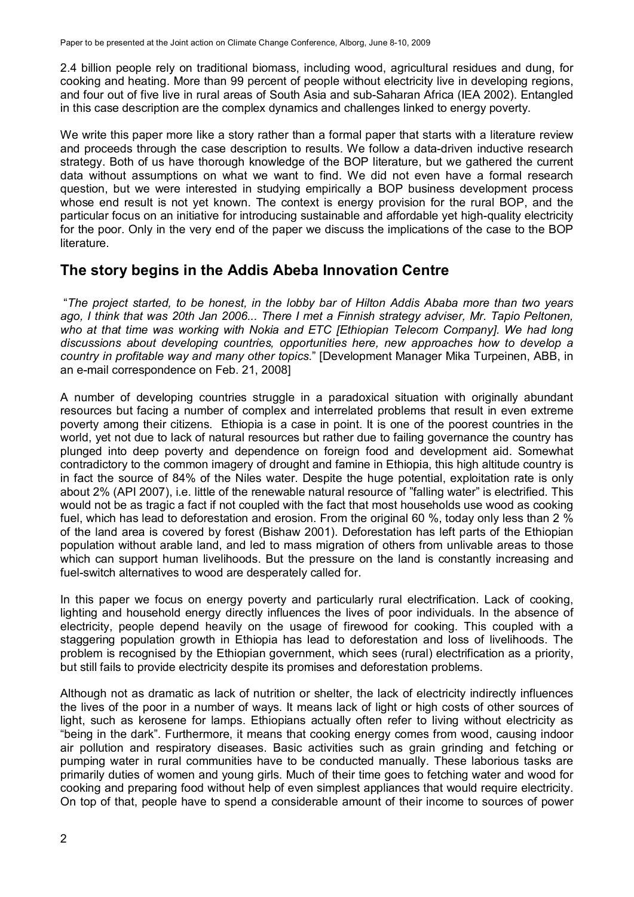2.4 billion people rely on traditional biomass, including wood, agricultural residues and dung, for cooking and heating. More than 99 percent of people without electricity live in developing regions, and four out of five live in rural areas of South Asia and sub-Saharan Africa (IEA 2002). Entangled in this case description are the complex dynamics and challenges linked to energy poverty.

We write this paper more like a story rather than a formal paper that starts with a literature review and proceeds through the case description to results. We follow a data-driven inductive research strategy. Both of us have thorough knowledge of the BOP literature, but we gathered the current data without assumptions on what we want to find. We did not even have a formal research question, but we were interested in studying empirically a BOP business development process whose end result is not yet known. The context is energy provision for the rural BOP, and the particular focus on an initiative for introducing sustainable and affordable yet high-quality electricity for the poor. Only in the very end of the paper we discuss the implications of the case to the BOP literature.

## The story begins in the Addis Abeba Innovation Centre

"*The project started, to be honest, in the lobby bar of Hilton Addis Ababa more than two years ago, I think that was 20th Jan 2006... There I met a Finnish strategy adviser, Mr. Tapio Peltonen, who at that time was working with Nokia and ETC [Ethiopian Telecom Company]. We had long discussions about developing countries, opportunities here, new approaches how to develop a country in profitable way and many other topics.*" [Development Manager Mika Turpeinen, ABB, in an e-mail correspondence on Feb. 21, 2008]

A number of developing countries struggle in a paradoxical situation with originally abundant resources but facing a number of complex and interrelated problems that result in even extreme poverty among their citizens. Ethiopia is a case in point. It is one of the poorest countries in the world, yet not due to lack of natural resources but rather due to failing governance the country has plunged into deep poverty and dependence on foreign food and development aid. Somewhat contradictory to the common imagery of drought and famine in Ethiopia, this high altitude country is in fact the source of 84% of the Niles water. Despite the huge potential, exploitation rate is only about 2% (API 2007), i.e. little of the renewable natural resource of "falling water" is electrified. This would not be as tragic a fact if not coupled with the fact that most households use wood as cooking fuel, which has lead to deforestation and erosion. From the original 60 %, today only less than 2 % of the land area is covered by forest (Bishaw 2001). Deforestation has left parts of the Ethiopian population without arable land, and led to mass migration of others from unlivable areas to those which can support human livelihoods. But the pressure on the land is constantly increasing and fuel-switch alternatives to wood are desperately called for.

In this paper we focus on energy poverty and particularly rural electrification. Lack of cooking, lighting and household energy directly influences the lives of poor individuals. In the absence of electricity, people depend heavily on the usage of firewood for cooking. This coupled with a staggering population growth in Ethiopia has lead to deforestation and loss of livelihoods. The problem is recognised by the Ethiopian government, which sees (rural) electrification as a priority, but still fails to provide electricity despite its promises and deforestation problems.

Although not as dramatic as lack of nutrition or shelter, the lack of electricity indirectly influences the lives of the poor in a number of ways. It means lack of light or high costs of other sources of light, such as kerosene for lamps. Ethiopians actually often refer to living without electricity as "being in the dark". Furthermore, it means that cooking energy comes from wood, causing indoor air pollution and respiratory diseases. Basic activities such as grain grinding and fetching or pumping water in rural communities have to be conducted manually. These laborious tasks are primarily duties of women and young girls. Much of their time goes to fetching water and wood for cooking and preparing food without help of even simplest appliances that would require electricity. On top of that, people have to spend a considerable amount of their income to sources of power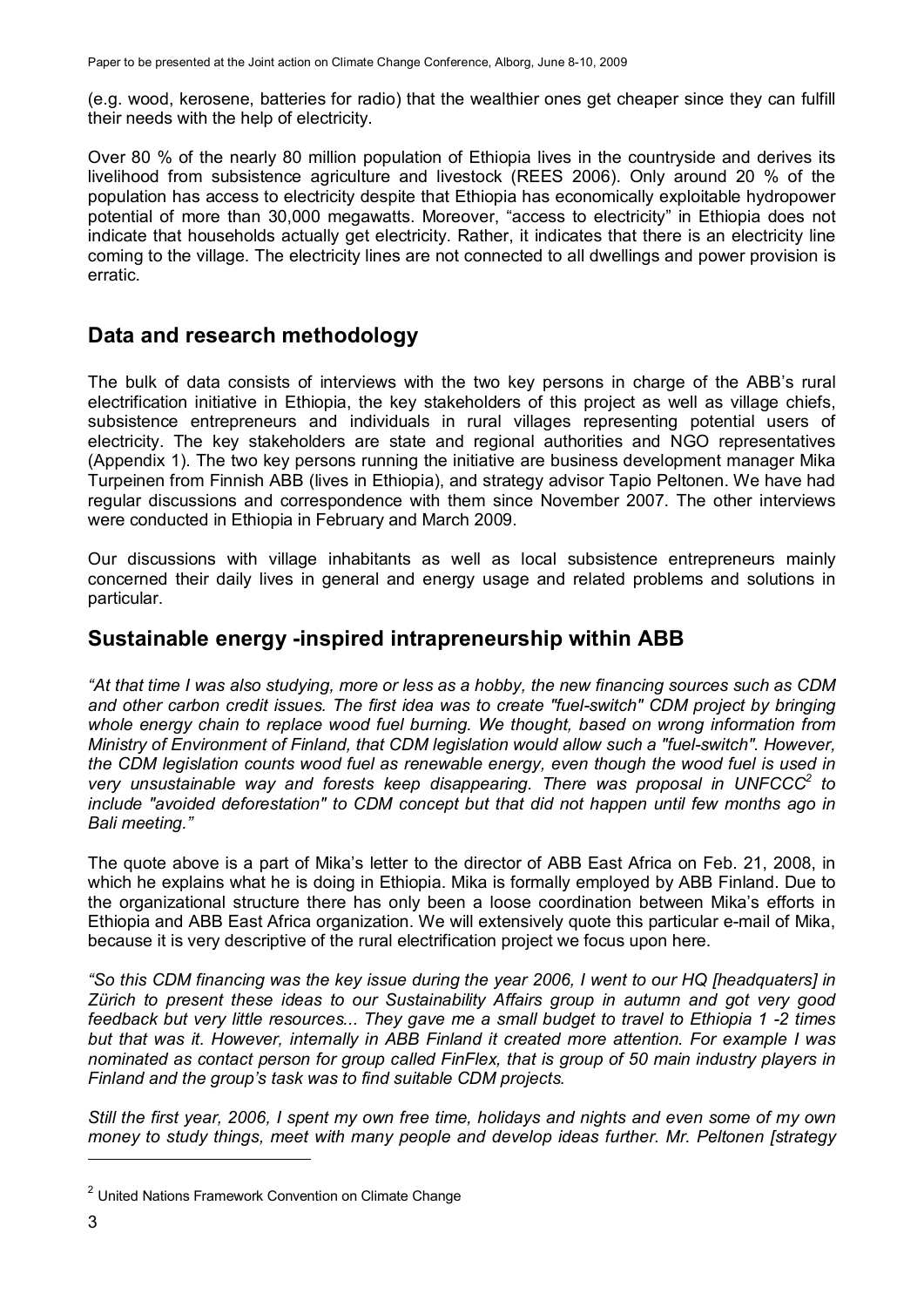(e.g. wood, kerosene, batteries for radio) that the wealthier ones get cheaper since they can fulfill their needs with the help of electricity.

Over 80 % of the nearly 80 million population of Ethiopia lives in the countryside and derives its livelihood from subsistence agriculture and livestock (REES 2006). Only around 20 % of the population has access to electricity despite that Ethiopia has economically exploitable hydropower potential of more than 30,000 megawatts. Moreover, "access to electricity" in Ethiopia does not indicate that households actually get electricity. Rather, it indicates that there is an electricity line coming to the village. The electricity lines are not connected to all dwellings and power provision is erratic.

## Data and research methodology

The bulk of data consists of interviews with the two key persons in charge of the ABB's rural electrification initiative in Ethiopia, the key stakeholders of this project as well as village chiefs, subsistence entrepreneurs and individuals in rural villages representing potential users of electricity. The key stakeholders are state and regional authorities and NGO representatives (Appendix 1). The two key persons running the initiative are business development manager Mika Turpeinen from Finnish ABB (lives in Ethiopia), and strategy advisor Tapio Peltonen. We have had regular discussions and correspondence with them since November 2007. The other interviews were conducted in Ethiopia in February and March 2009.

Our discussions with village inhabitants as well as local subsistence entrepreneurs mainly concerned their daily lives in general and energy usage and related problems and solutions in particular.

## Sustainable energy -inspired intrapreneurship within ABB

*"At that time I was also studying, more or less as a hobby, the new financing sources such as CDM and other carbon credit issues. The first idea was to create "fuel-switch" CDM project by bringing whole energy chain to replace wood fuel burning. We thought, based on wrong information from Ministry of Environment of Finland, that CDM legislation would allow such a "fuel-switch". However, the CDM legislation counts wood fuel as renewable energy, even though the wood fuel is used in very unsustainable way and forests keep disappearing. There was proposal in UNFCCC[2] to include "avoided deforestation" to CDM concept but that did not happen until few months ago in Bali meeting."*

The quote above is a part of Mika's letter to the director of ABB East Africa on Feb. 21, 2008, in which he explains what he is doing in Ethiopia. Mika is formally employed by ABB Finland. Due to the organizational structure there has only been a loose coordination between Mika's efforts in Ethiopia and ABB East Africa organization. We will extensively quote this particular e-mail of Mika, because it is very descriptive of the rural electrification project we focus upon here.

*"So this CDM financing was the key issue during the year 2006, I went to our HQ [headquaters] in Zürich to present these ideas to our Sustainability Affairs group in autumn and got very good feedback but very little resources... They gave me a small budget to travel to Ethiopia 1 -2 times but that was it. However, internally in ABB Finland it created more attention. For example I was nominated as contact person for group called FinFlex, that is group of 50 main industry players in Finland and the group's task was to find suitable CDM projects.*

*Still the first year, 2006, I spent my own free time, holidays and nights and even some of my own money to study things, meet with many people and develop ideas further. Mr. Peltonen [strategy*

[2] United Nations Framework Convention on Climate Change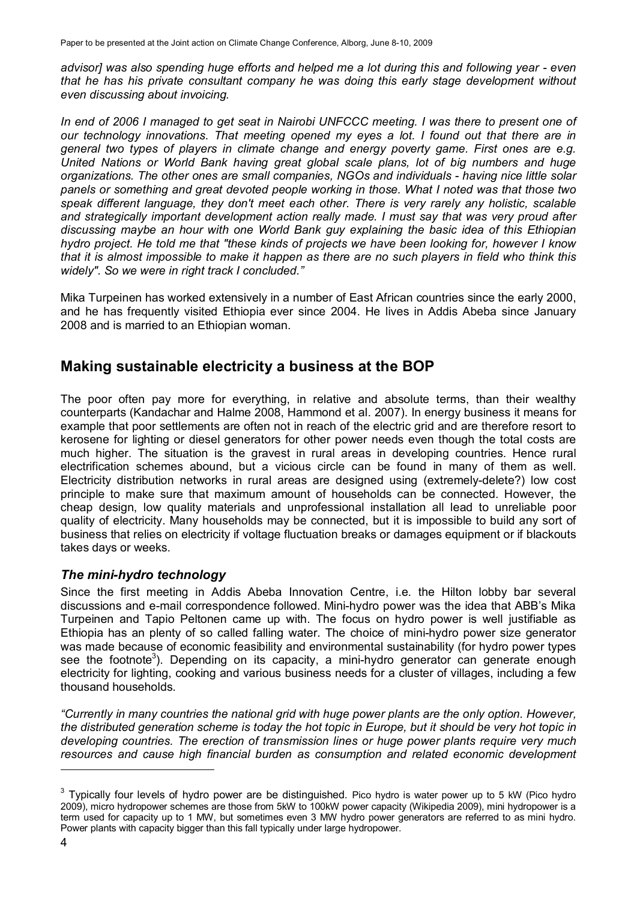*advisor] was also spending huge efforts and helped me a lot during this and following year - even that he has his private consultant company he was doing this early stage development without even discussing about invoicing.*

*In end of 2006 I managed to get seat in Nairobi UNFCCC meeting. I was there to present one of our technology innovations. That meeting opened my eyes a lot. I found out that there are in general two types of players in climate change and energy poverty game. First ones are e.g. United Nations or World Bank having great global scale plans, lot of big numbers and huge organizations. The other ones are small companies, NGOs and individuals - having nice little solar panels or something and great devoted people working in those. What I noted was that those two speak different language, they don't meet each other. There is very rarely any holistic, scalable and strategically important development action really made. I must say that was very proud after discussing maybe an hour with one World Bank guy explaining the basic idea of this Ethiopian hydro project. He told me that "these kinds of projects we have been looking for, however I know that it is almost impossible to make it happen as there are no such players in field who think this widely". So we were in right track I concluded."*

Mika Turpeinen has worked extensively in a number of East African countries since the early 2000, and he has frequently visited Ethiopia ever since 2004. He lives in Addis Abeba since January 2008 and is married to an Ethiopian woman.

## Making sustainable electricity a business at the BOP

The poor often pay more for everything, in relative and absolute terms, than their wealthy counterparts (Kandachar and Halme 2008, Hammond et al. 2007). In energy business it means for example that poor settlements are often not in reach of the electric grid and are therefore resort to kerosene for lighting or diesel generators for other power needs even though the total costs are much higher. The situation is the gravest in rural areas in developing countries. Hence rural electrification schemes abound, but a vicious circle can be found in many of them as well. Electricity distribution networks in rural areas are designed using (extremely-delete?) low cost principle to make sure that maximum amount of households can be connected. However, the cheap design, low quality materials and unprofessional installation all lead to unreliable poor quality of electricity. Many households may be connected, but it is impossible to build any sort of business that relies on electricity if voltage fluctuation breaks or damages equipment or if blackouts takes days or weeks.

### *The mini-hydro technology*

Since the first meeting in Addis Abeba Innovation Centre, i.e. the Hilton lobby bar several discussions and e-mail correspondence followed. Mini-hydro power was the idea that ABB's Mika Turpeinen and Tapio Peltonen came up with. The focus on hydro power is well justifiable as Ethiopia has an plenty of so called falling water. The choice of mini-hydro power size generator was made because of economic feasibility and environmental sustainability (for hydro power types see the footnote[3]). Depending on its capacity, a mini-hydro generator can generate enough electricity for lighting, cooking and various business needs for a cluster of villages, including a few thousand households.

*"Currently in many countries the national grid with huge power plants are the only option. However, the distributed generation scheme is today the hot topic in Europe, but it should be very hot topic in developing countries. The erection of transmission lines or huge power plants require very much resources and cause high financial burden as consumption and related economic development*

[3] Typically four levels of hydro power are be distinguished. Pico hydro is water power up to 5 kW (Pico hydro 2009), micro hydropower schemes are those from 5kW to 100kW power capacity (Wikipedia 2009), mini hydropower is a term used for capacity up to 1 MW, but sometimes even 3 MW hydro power generators are referred to as mini hydro. Power plants with capacity bigger than this fall typically under large hydropower.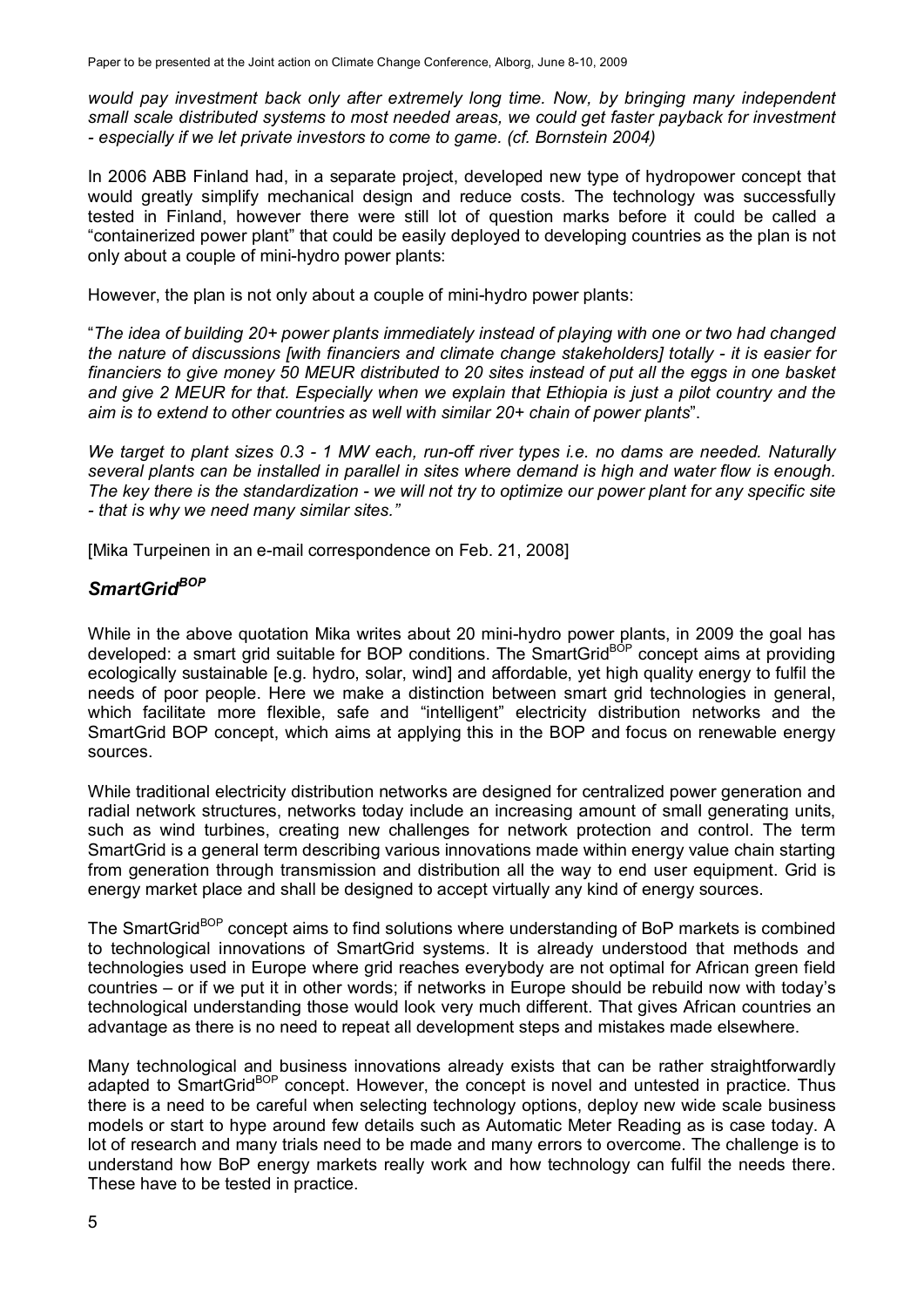*would pay investment back only after extremely long time. Now, by bringing many independent small scale distributed systems to most needed areas, we could get faster payback for investment - especially if we let private investors to come to game. (cf. Bornstein 2004)*

In 2006 ABB Finland had, in a separate project, developed new type of hydropower concept that would greatly simplify mechanical design and reduce costs. The technology was successfully tested in Finland, however there were still lot of question marks before it could be called a "containerized power plant" that could be easily deployed to developing countries as the plan is not only about a couple of mini-hydro power plants:

However, the plan is not only about a couple of mini-hydro power plants:

"*The idea of building 20+ power plants immediately instead of playing with one or two had changed the nature of discussions [with financiers and climate change stakeholders] totally - it is easier for financiers to give money 50 MEUR distributed to 20 sites instead of put all the eggs in one basket and give 2 MEUR for that. Especially when we explain that Ethiopia is just a pilot country and the aim is to extend to other countries as well with similar 20+ chain of power plants*".

*We target to plant sizes 0.3 - 1 MW each, run-off river types i.e. no dams are needed. Naturally several plants can be installed in parallel in sites where demand is high and water flow is enough. The key there is the standardization - we will not try to optimize our power plant for any specific site - that is why we need many similar sites."*

[Mika Turpeinen in an e-mail correspondence on Feb. 21, 2008]

## *SmartGrid$^{BOP}$*

While in the above quotation Mika writes about 20 mini-hydro power plants, in 2009 the goal has developed: a smart grid suitable for BOP conditions. The SmartGrid$^{BOP}$ concept aims at providing ecologically sustainable [e.g. hydro, solar, wind] and affordable, yet high quality energy to fulfil the needs of poor people. Here we make a distinction between smart grid technologies in general, which facilitate more flexible, safe and "intelligent" electricity distribution networks and the SmartGrid BOP concept, which aims at applying this in the BOP and focus on renewable energy sources.

While traditional electricity distribution networks are designed for centralized power generation and radial network structures, networks today include an increasing amount of small generating units, such as wind turbines, creating new challenges for network protection and control. The term SmartGrid is a general term describing various innovations made within energy value chain starting from generation through transmission and distribution all the way to end user equipment. Grid is energy market place and shall be designed to accept virtually any kind of energy sources.

The SmartGrid$^{BOP}$ concept aims to find solutions where understanding of BoP markets is combined to technological innovations of SmartGrid systems. It is already understood that methods and technologies used in Europe where grid reaches everybody are not optimal for African green field countries – or if we put it in other words; if networks in Europe should be rebuild now with today's technological understanding those would look very much different. That gives African countries an advantage as there is no need to repeat all development steps and mistakes made elsewhere.

Many technological and business innovations already exists that can be rather straightforwardly adapted to SmartGrid$^{BOP}$ concept. However, the concept is novel and untested in practice. Thus there is a need to be careful when selecting technology options, deploy new wide scale business models or start to hype around few details such as Automatic Meter Reading as is case today. A lot of research and many trials need to be made and many errors to overcome. The challenge is to understand how BoP energy markets really work and how technology can fulfil the needs there. These have to be tested in practice.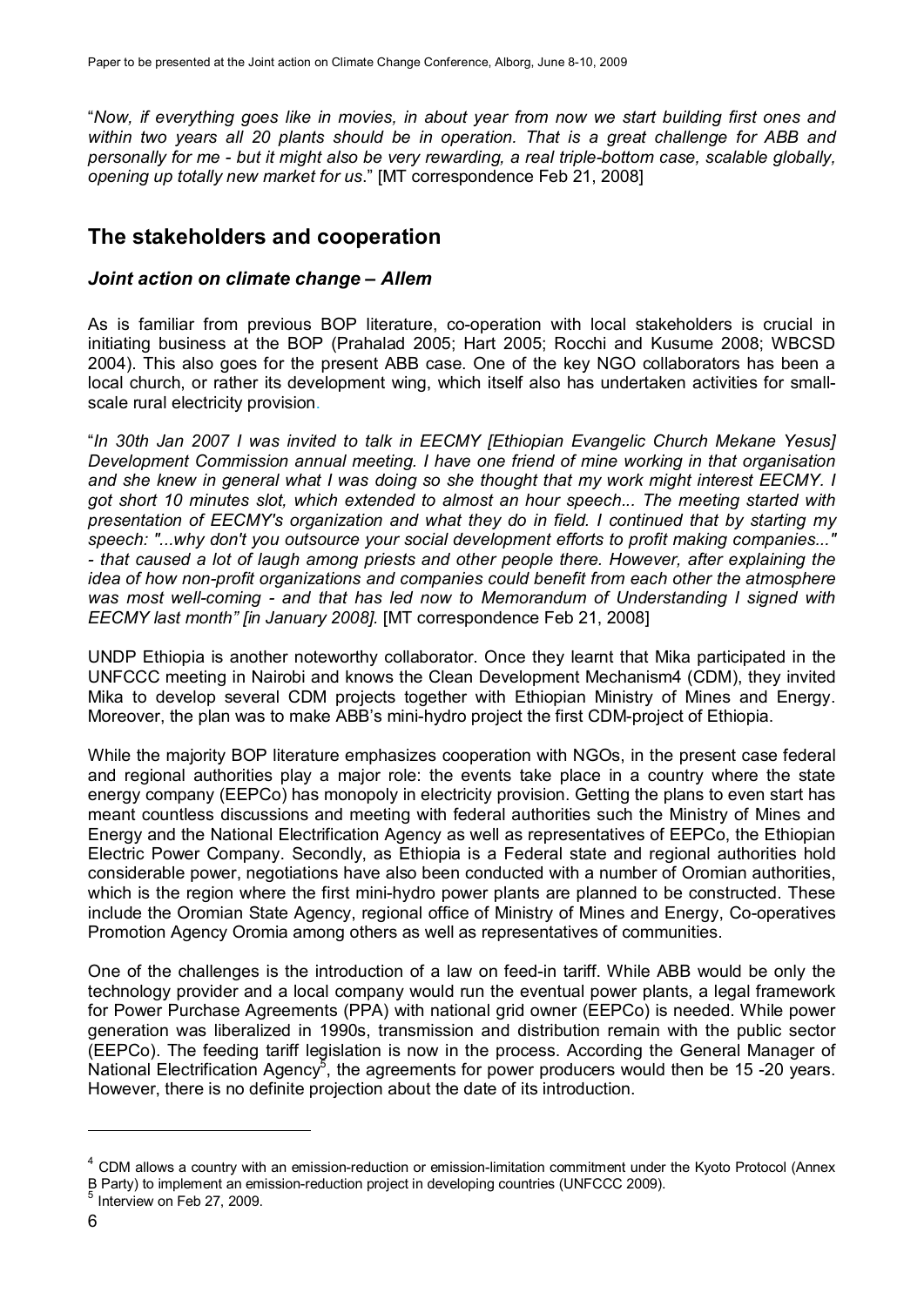"*Now, if everything goes like in movies, in about year from now we start building first ones and within two years all 20 plants should be in operation. That is a great challenge for ABB and personally for me - but it might also be very rewarding, a real triple-bottom case, scalable globally, opening up totally new market for us*." [MT correspondence Feb 21, 2008]

## The stakeholders and cooperation

### *Joint action on climate change – Allem*

As is familiar from previous BOP literature, co-operation with local stakeholders is crucial in initiating business at the BOP (Prahalad 2005; Hart 2005; Rocchi and Kusume 2008; WBCSD 2004). This also goes for the present ABB case. One of the key NGO collaborators has been a local church, or rather its development wing, which itself also has undertaken activities for small-scale rural electricity provision.

"*In 30th Jan 2007 I was invited to talk in EECMY [Ethiopian Evangelic Church Mekane Yesus] Development Commission annual meeting. I have one friend of mine working in that organisation and she knew in general what I was doing so she thought that my work might interest EECMY. I got short 10 minutes slot, which extended to almost an hour speech... The meeting started with presentation of EECMY's organization and what they do in field. I continued that by starting my speech: "...why don't you outsource your social development efforts to profit making companies..." - that caused a lot of laugh among priests and other people there. However, after explaining the idea of how non-profit organizations and companies could benefit from each other the atmosphere was most well-coming - and that has led now to Memorandum of Understanding I signed with EECMY last month" [in January 2008].* [MT correspondence Feb 21, 2008]

UNDP Ethiopia is another noteworthy collaborator. Once they learnt that Mika participated in the UNFCCC meeting in Nairobi and knows the Clean Development Mechanism4 (CDM), they invited Mika to develop several CDM projects together with Ethiopian Ministry of Mines and Energy. Moreover, the plan was to make ABB's mini-hydro project the first CDM-project of Ethiopia.

While the majority BOP literature emphasizes cooperation with NGOs, in the present case federal and regional authorities play a major role: the events take place in a country where the state energy company (EEPCo) has monopoly in electricity provision. Getting the plans to even start has meant countless discussions and meeting with federal authorities such the Ministry of Mines and Energy and the National Electrification Agency as well as representatives of EEPCo, the Ethiopian Electric Power Company. Secondly, as Ethiopia is a Federal state and regional authorities hold considerable power, negotiations have also been conducted with a number of Oromian authorities, which is the region where the first mini-hydro power plants are planned to be constructed. These include the Oromian State Agency, regional office of Ministry of Mines and Energy, Co-operatives Promotion Agency Oromia among others as well as representatives of communities.

One of the challenges is the introduction of a law on feed-in tariff. While ABB would be only the technology provider and a local company would run the eventual power plants, a legal framework for Power Purchase Agreements (PPA) with national grid owner (EEPCo) is needed. While power generation was liberalized in 1990s, transmission and distribution remain with the public sector (EEPCo). The feeding tariff legislation is now in the process. According the General Manager of National Electrification Agency[5], the agreements for power producers would then be 15 -20 years. However, there is no definite projection about the date of its introduction.

---

[4] CDM allows a country with an emission-reduction or emission-limitation commitment under the Kyoto Protocol (Annex B Party) to implement an emission-reduction project in developing countries (UNFCCC 2009).

[5] Interview on Feb 27, 2009.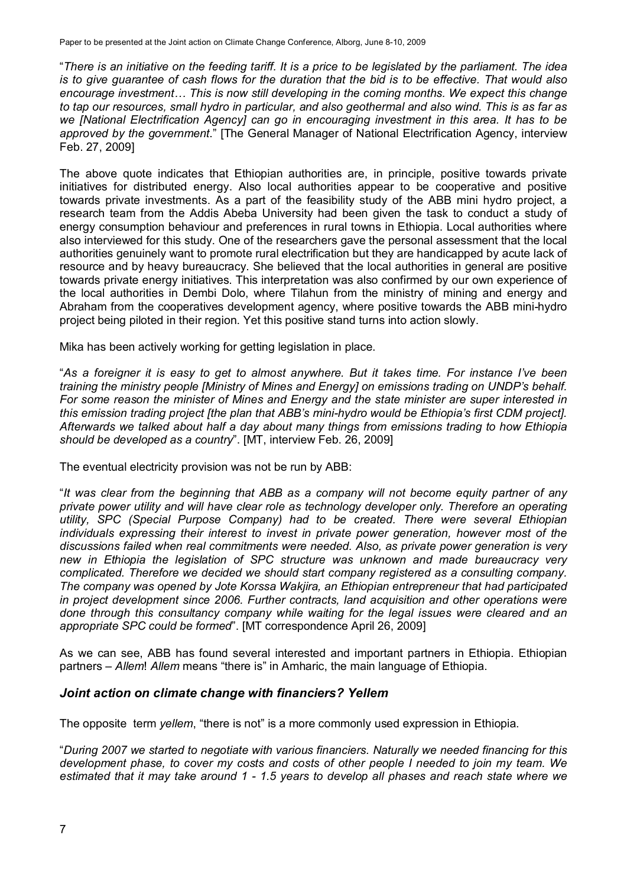"*There is an initiative on the feeding tariff. It is a price to be legislated by the parliament. The idea is to give guarantee of cash flows for the duration that the bid is to be effective. That would also encourage investment… This is now still developing in the coming months. We expect this change to tap our resources, small hydro in particular, and also geothermal and also wind. This is as far as we [National Electrification Agency] can go in encouraging investment in this area. It has to be approved by the government*." [The General Manager of National Electrification Agency, interview Feb. 27, 2009]

The above quote indicates that Ethiopian authorities are, in principle, positive towards private initiatives for distributed energy. Also local authorities appear to be cooperative and positive towards private investments. As a part of the feasibility study of the ABB mini hydro project, a research team from the Addis Abeba University had been given the task to conduct a study of energy consumption behaviour and preferences in rural towns in Ethiopia. Local authorities where also interviewed for this study. One of the researchers gave the personal assessment that the local authorities genuinely want to promote rural electrification but they are handicapped by acute lack of resource and by heavy bureaucracy. She believed that the local authorities in general are positive towards private energy initiatives. This interpretation was also confirmed by our own experience of the local authorities in Dembi Dolo, where Tilahun from the ministry of mining and energy and Abraham from the cooperatives development agency, where positive towards the ABB mini-hydro project being piloted in their region. Yet this positive stand turns into action slowly.

Mika has been actively working for getting legislation in place.

"*As a foreigner it is easy to get to almost anywhere. But it takes time. For instance I've been training the ministry people [Ministry of Mines and Energy] on emissions trading on UNDP's behalf. For some reason the minister of Mines and Energy and the state minister are super interested in this emission trading project [the plan that ABB's mini-hydro would be Ethiopia's first CDM project]. Afterwards we talked about half a day about many things from emissions trading to how Ethiopia should be developed as a country*". [MT, interview Feb. 26, 2009]

The eventual electricity provision was not be run by ABB:

"*It was clear from the beginning that ABB as a company will not become equity partner of any private power utility and will have clear role as technology developer only. Therefore an operating utility, SPC (Special Purpose Company) had to be created. There were several Ethiopian individuals expressing their interest to invest in private power generation, however most of the discussions failed when real commitments were needed. Also, as private power generation is very new in Ethiopia the legislation of SPC structure was unknown and made bureaucracy very complicated. Therefore we decided we should start company registered as a consulting company. The company was opened by Jote Korssa Wakjira, an Ethiopian entrepreneur that had participated in project development since 2006. Further contracts, land acquisition and other operations were done through this consultancy company while waiting for the legal issues were cleared and an appropriate SPC could be formed*". [MT correspondence April 26, 2009]

As we can see, ABB has found several interested and important partners in Ethiopia. Ethiopian partners – *Allem*! *Allem* means "there is" in Amharic, the main language of Ethiopia.

### *Joint action on climate change with financiers? Yellem*

The opposite term *yellem*, "there is not" is a more commonly used expression in Ethiopia.

"*During 2007 we started to negotiate with various financiers. Naturally we needed financing for this development phase, to cover my costs and costs of other people I needed to join my team. We estimated that it may take around 1 - 1.5 years to develop all phases and reach state where we*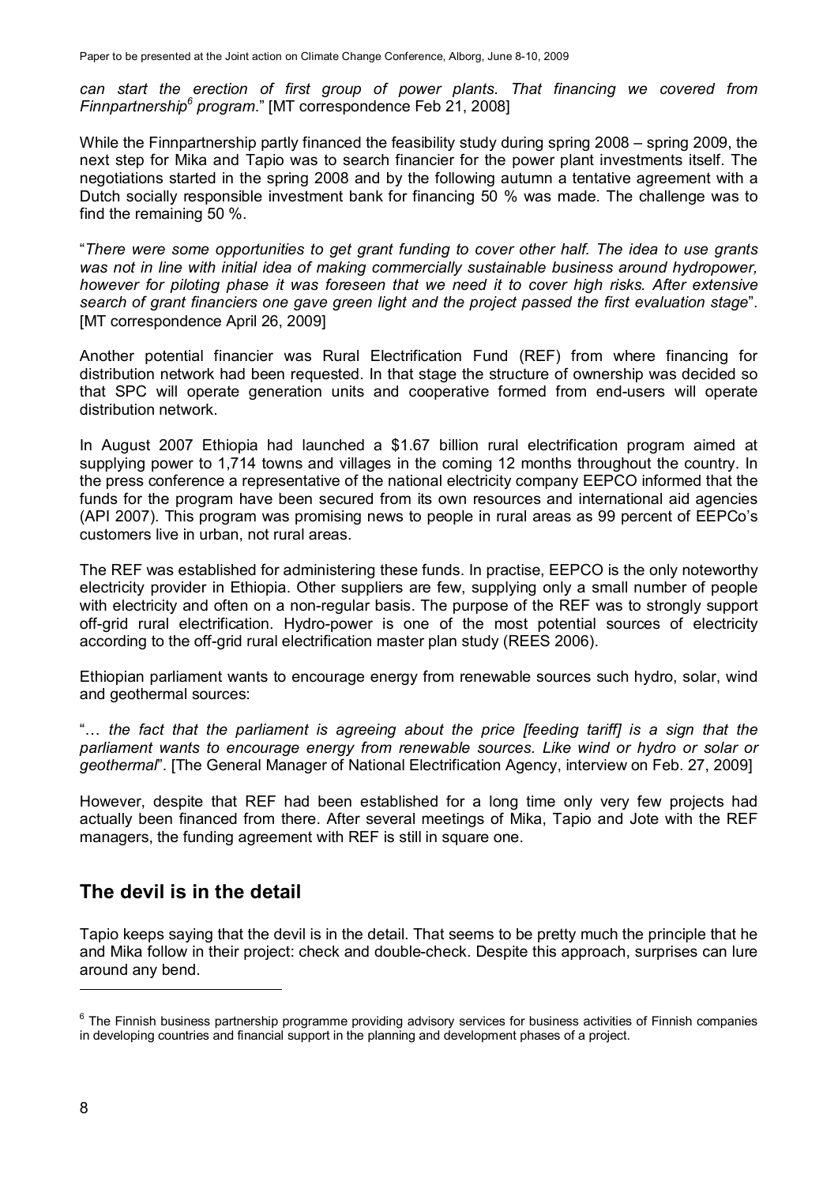*can start the erection of first group of power plants. That financing we covered from Finnpartnership[6] program*." [MT correspondence Feb 21, 2008]

While the Finnpartnership partly financed the feasibility study during spring 2008 – spring 2009, the next step for Mika and Tapio was to search financier for the power plant investments itself. The negotiations started in the spring 2008 and by the following autumn a tentative agreement with a Dutch socially responsible investment bank for financing 50 % was made. The challenge was to find the remaining 50 %.

"*There were some opportunities to get grant funding to cover other half. The idea to use grants was not in line with initial idea of making commercially sustainable business around hydropower, however for piloting phase it was foreseen that we need it to cover high risks. After extensive search of grant financiers one gave green light and the project passed the first evaluation stage*". [MT correspondence April 26, 2009]

Another potential financier was Rural Electrification Fund (REF) from where financing for distribution network had been requested. In that stage the structure of ownership was decided so that SPC will operate generation units and cooperative formed from end-users will operate distribution network.

In August 2007 Ethiopia had launched a $1.67 billion rural electrification program aimed at supplying power to 1,714 towns and villages in the coming 12 months throughout the country. In the press conference a representative of the national electricity company EEPCO informed that the funds for the program have been secured from its own resources and international aid agencies (API 2007). This program was promising news to people in rural areas as 99 percent of EEPCo's customers live in urban, not rural areas.

The REF was established for administering these funds. In practise, EEPCO is the only noteworthy electricity provider in Ethiopia. Other suppliers are few, supplying only a small number of people with electricity and often on a non-regular basis. The purpose of the REF was to strongly support off-grid rural electrification. Hydro-power is one of the most potential sources of electricity according to the off-grid rural electrification master plan study (REES 2006).

Ethiopian parliament wants to encourage energy from renewable sources such hydro, solar, wind and geothermal sources:

"*… the fact that the parliament is agreeing about the price [feeding tariff] is a sign that the parliament wants to encourage energy from renewable sources. Like wind or hydro or solar or geothermal*". [The General Manager of National Electrification Agency, interview on Feb. 27, 2009]

However, despite that REF had been established for a long time only very few projects had actually been financed from there. After several meetings of Mika, Tapio and Jote with the REF managers, the funding agreement with REF is still in square one.

## The devil is in the detail

Tapio keeps saying that the devil is in the detail. That seems to be pretty much the principle that he and Mika follow in their project: check and double-check. Despite this approach, surprises can lure around any bend.

[6] The Finnish business partnership programme providing advisory services for business activities of Finnish companies in developing countries and financial support in the planning and development phases of a project.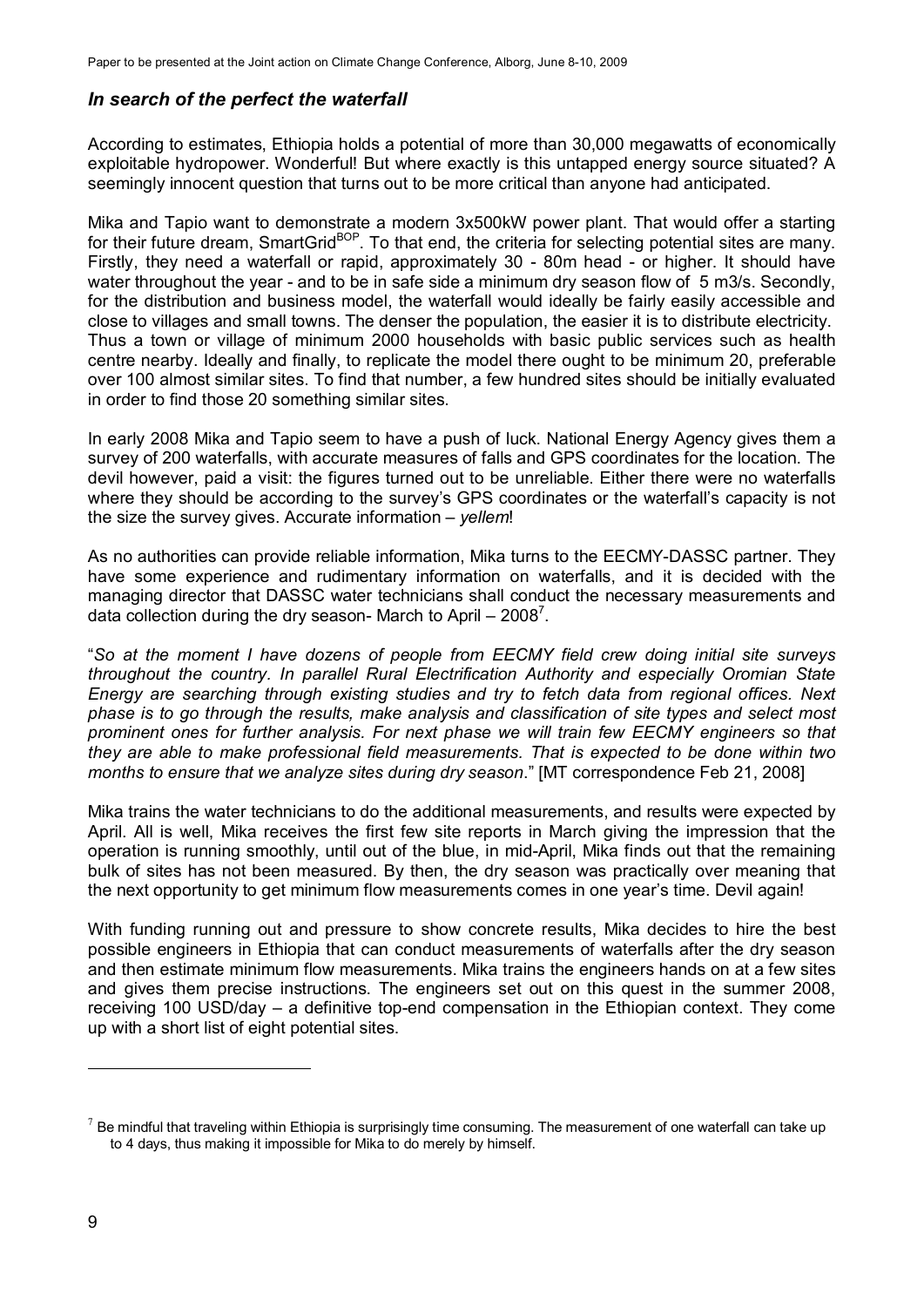### *In search of the perfect the waterfall*

According to estimates, Ethiopia holds a potential of more than 30,000 megawatts of economically exploitable hydropower. Wonderful! But where exactly is this untapped energy source situated? A seemingly innocent question that turns out to be more critical than anyone had anticipated.

Mika and Tapio want to demonstrate a modern 3x500kW power plant. That would offer a starting for their future dream, SmartGrid[BOP]. To that end, the criteria for selecting potential sites are many. Firstly, they need a waterfall or rapid, approximately 30 - 80m head - or higher. It should have water throughout the year - and to be in safe side a minimum dry season flow of 5 m3/s. Secondly, for the distribution and business model, the waterfall would ideally be fairly easily accessible and close to villages and small towns. The denser the population, the easier it is to distribute electricity. Thus a town or village of minimum 2000 households with basic public services such as health centre nearby. Ideally and finally, to replicate the model there ought to be minimum 20, preferable over 100 almost similar sites. To find that number, a few hundred sites should be initially evaluated in order to find those 20 something similar sites.

In early 2008 Mika and Tapio seem to have a push of luck. National Energy Agency gives them a survey of 200 waterfalls, with accurate measures of falls and GPS coordinates for the location. The devil however, paid a visit: the figures turned out to be unreliable. Either there were no waterfalls where they should be according to the survey's GPS coordinates or the waterfall's capacity is not the size the survey gives. Accurate information – *yellem*!

As no authorities can provide reliable information, Mika turns to the EECMY-DASSC partner. They have some experience and rudimentary information on waterfalls, and it is decided with the managing director that DASSC water technicians shall conduct the necessary measurements and data collection during the dry season- March to April – 2008[7].

"*So at the moment I have dozens of people from EECMY field crew doing initial site surveys throughout the country. In parallel Rural Electrification Authority and especially Oromian State Energy are searching through existing studies and try to fetch data from regional offices. Next phase is to go through the results, make analysis and classification of site types and select most prominent ones for further analysis. For next phase we will train few EECMY engineers so that they are able to make professional field measurements. That is expected to be done within two months to ensure that we analyze sites during dry season.*" [MT correspondence Feb 21, 2008]

Mika trains the water technicians to do the additional measurements, and results were expected by April. All is well, Mika receives the first few site reports in March giving the impression that the operation is running smoothly, until out of the blue, in mid-April, Mika finds out that the remaining bulk of sites has not been measured. By then, the dry season was practically over meaning that the next opportunity to get minimum flow measurements comes in one year's time. Devil again!

With funding running out and pressure to show concrete results, Mika decides to hire the best possible engineers in Ethiopia that can conduct measurements of waterfalls after the dry season and then estimate minimum flow measurements. Mika trains the engineers hands on at a few sites and gives them precise instructions. The engineers set out on this quest in the summer 2008, receiving 100 USD/day – a definitive top-end compensation in the Ethiopian context. They come up with a short list of eight potential sites.

---

[7] Be mindful that traveling within Ethiopia is surprisingly time consuming. The measurement of one waterfall can take up to 4 days, thus making it impossible for Mika to do merely by himself.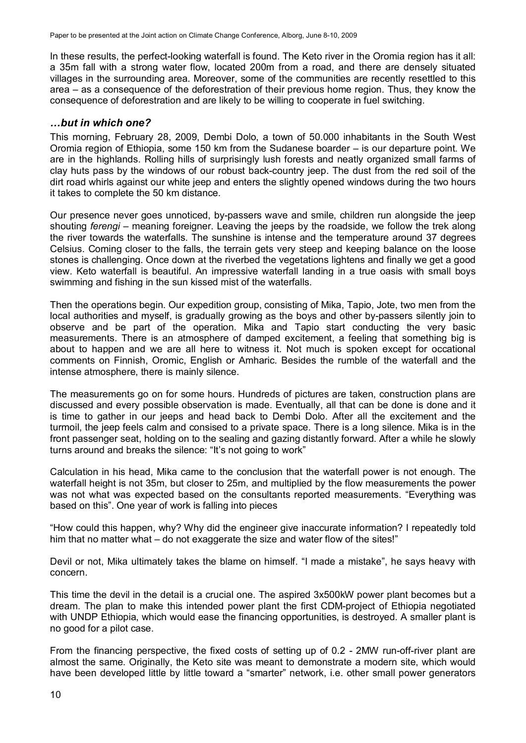In these results, the perfect-looking waterfall is found. The Keto river in the Oromia region has it all: a 35m fall with a strong water flow, located 200m from a road, and there are densely situated villages in the surrounding area. Moreover, some of the communities are recently resettled to this area – as a consequence of the deforestration of their previous home region. Thus, they know the consequence of deforestration and are likely to be willing to cooperate in fuel switching.

### *…but in which one?*

This morning, February 28, 2009, Dembi Dolo, a town of 50.000 inhabitants in the South West Oromia region of Ethiopia, some 150 km from the Sudanese boarder – is our departure point. We are in the highlands. Rolling hills of surprisingly lush forests and neatly organized small farms of clay huts pass by the windows of our robust back-country jeep. The dust from the red soil of the dirt road whirls against our white jeep and enters the slightly opened windows during the two hours it takes to complete the 50 km distance.

Our presence never goes unnoticed, by-passers wave and smile, children run alongside the jeep shouting *ferengi* – meaning foreigner. Leaving the jeeps by the roadside, we follow the trek along the river towards the waterfalls. The sunshine is intense and the temperature around 37 degrees Celsius. Coming closer to the falls, the terrain gets very steep and keeping balance on the loose stones is challenging. Once down at the riverbed the vegetations lightens and finally we get a good view. Keto waterfall is beautiful. An impressive waterfall landing in a true oasis with small boys swimming and fishing in the sun kissed mist of the waterfalls.

Then the operations begin. Our expedition group, consisting of Mika, Tapio, Jote, two men from the local authorities and myself, is gradually growing as the boys and other by-passers silently join to observe and be part of the operation. Mika and Tapio start conducting the very basic measurements. There is an atmosphere of damped excitement, a feeling that something big is about to happen and we are all here to witness it. Not much is spoken except for occational comments on Finnish, Oromic, English or Amharic. Besides the rumble of the waterfall and the intense atmosphere, there is mainly silence.

The measurements go on for some hours. Hundreds of pictures are taken, construction plans are discussed and every possible observation is made. Eventually, all that can be done is done and it is time to gather in our jeeps and head back to Dembi Dolo. After all the excitement and the turmoil, the jeep feels calm and consised to a private space. There is a long silence. Mika is in the front passenger seat, holding on to the sealing and gazing distantly forward. After a while he slowly turns around and breaks the silence: "It's not going to work"

Calculation in his head, Mika came to the conclusion that the waterfall power is not enough. The waterfall height is not 35m, but closer to 25m, and multiplied by the flow measurements the power was not what was expected based on the consultants reported measurements. "Everything was based on this". One year of work is falling into pieces

"How could this happen, why? Why did the engineer give inaccurate information? I repeatedly told him that no matter what – do not exaggerate the size and water flow of the sites!"

Devil or not, Mika ultimately takes the blame on himself. "I made a mistake", he says heavy with concern.

This time the devil in the detail is a crucial one. The aspired 3x500kW power plant becomes but a dream. The plan to make this intended power plant the first CDM-project of Ethiopia negotiated with UNDP Ethiopia, which would ease the financing opportunities, is destroyed. A smaller plant is no good for a pilot case.

From the financing perspective, the fixed costs of setting up of 0.2 - 2MW run-off-river plant are almost the same. Originally, the Keto site was meant to demonstrate a modern site, which would have been developed little by little toward a "smarter" network, i.e. other small power generators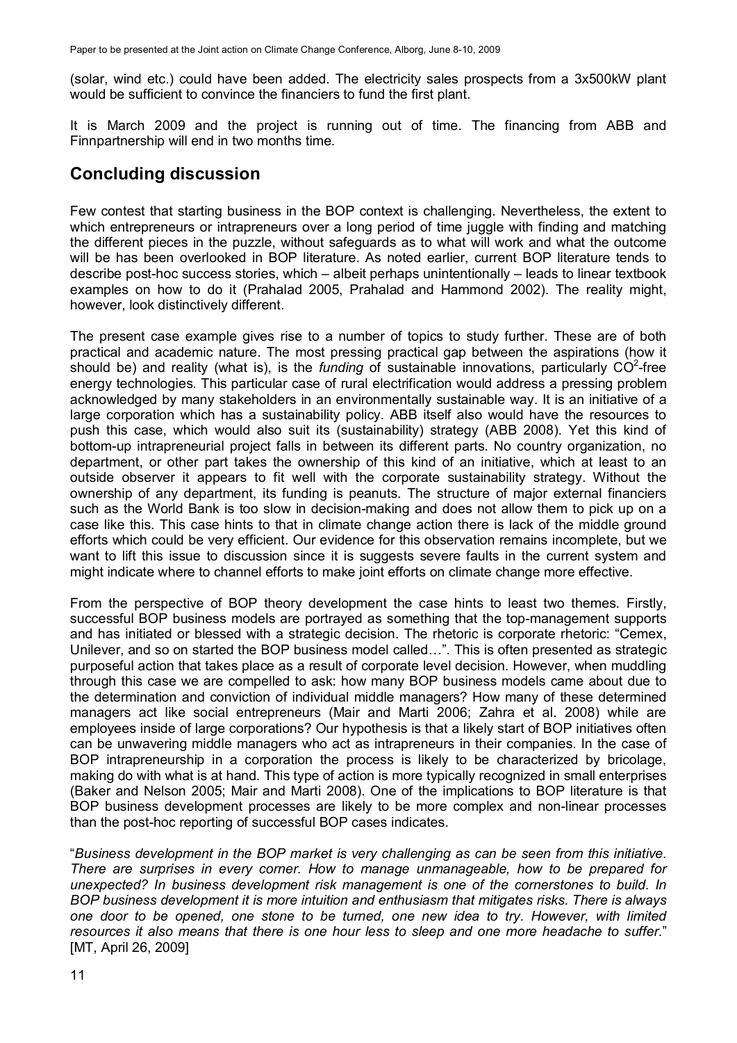(solar, wind etc.) could have been added. The electricity sales prospects from a 3x500kW plant would be sufficient to convince the financiers to fund the first plant.

It is March 2009 and the project is running out of time. The financing from ABB and Finnpartnership will end in two months time.

## Concluding discussion

Few contest that starting business in the BOP context is challenging. Nevertheless, the extent to which entrepreneurs or intrapreneurs over a long period of time juggle with finding and matching the different pieces in the puzzle, without safeguards as to what will work and what the outcome will be has been overlooked in BOP literature. As noted earlier, current BOP literature tends to describe post-hoc success stories, which – albeit perhaps unintentionally – leads to linear textbook examples on how to do it (Prahalad 2005, Prahalad and Hammond 2002). The reality might, however, look distinctively different.

The present case example gives rise to a number of topics to study further. These are of both practical and academic nature. The most pressing practical gap between the aspirations (how it should be) and reality (what is), is the *funding* of sustainable innovations, particularly $CO^2$-free energy technologies. This particular case of rural electrification would address a pressing problem acknowledged by many stakeholders in an environmentally sustainable way. It is an initiative of a large corporation which has a sustainability policy. ABB itself also would have the resources to push this case, which would also suit its (sustainability) strategy (ABB 2008). Yet this kind of bottom-up intrapreneurial project falls in between its different parts. No country organization, no department, or other part takes the ownership of this kind of an initiative, which at least to an outside observer it appears to fit well with the corporate sustainability strategy. Without the ownership of any department, its funding is peanuts. The structure of major external financiers such as the World Bank is too slow in decision-making and does not allow them to pick up on a case like this. This case hints to that in climate change action there is lack of the middle ground efforts which could be very efficient. Our evidence for this observation remains incomplete, but we want to lift this issue to discussion since it is suggests severe faults in the current system and might indicate where to channel efforts to make joint efforts on climate change more effective.

From the perspective of BOP theory development the case hints to least two themes. Firstly, successful BOP business models are portrayed as something that the top-management supports and has initiated or blessed with a strategic decision. The rhetoric is corporate rhetoric: "Cemex, Unilever, and so on started the BOP business model called…". This is often presented as strategic purposeful action that takes place as a result of corporate level decision. However, when muddling through this case we are compelled to ask: how many BOP business models came about due to the determination and conviction of individual middle managers? How many of these determined managers act like social entrepreneurs (Mair and Marti 2006; Zahra et al. 2008) while are employees inside of large corporations? Our hypothesis is that a likely start of BOP initiatives often can be unwavering middle managers who act as intrapreneurs in their companies. In the case of BOP intrapreneurship in a corporation the process is likely to be characterized by bricolage, making do with what is at hand. This type of action is more typically recognized in small enterprises (Baker and Nelson 2005; Mair and Marti 2008). One of the implications to BOP literature is that BOP business development processes are likely to be more complex and non-linear processes than the post-hoc reporting of successful BOP cases indicates.

"*Business development in the BOP market is very challenging as can be seen from this initiative. There are surprises in every corner. How to manage unmanageable, how to be prepared for unexpected? In business development risk management is one of the cornerstones to build. In BOP business development it is more intuition and enthusiasm that mitigates risks. There is always one door to be opened, one stone to be turned, one new idea to try. However, with limited resources it also means that there is one hour less to sleep and one more headache to suffer.*" [MT, April 26, 2009]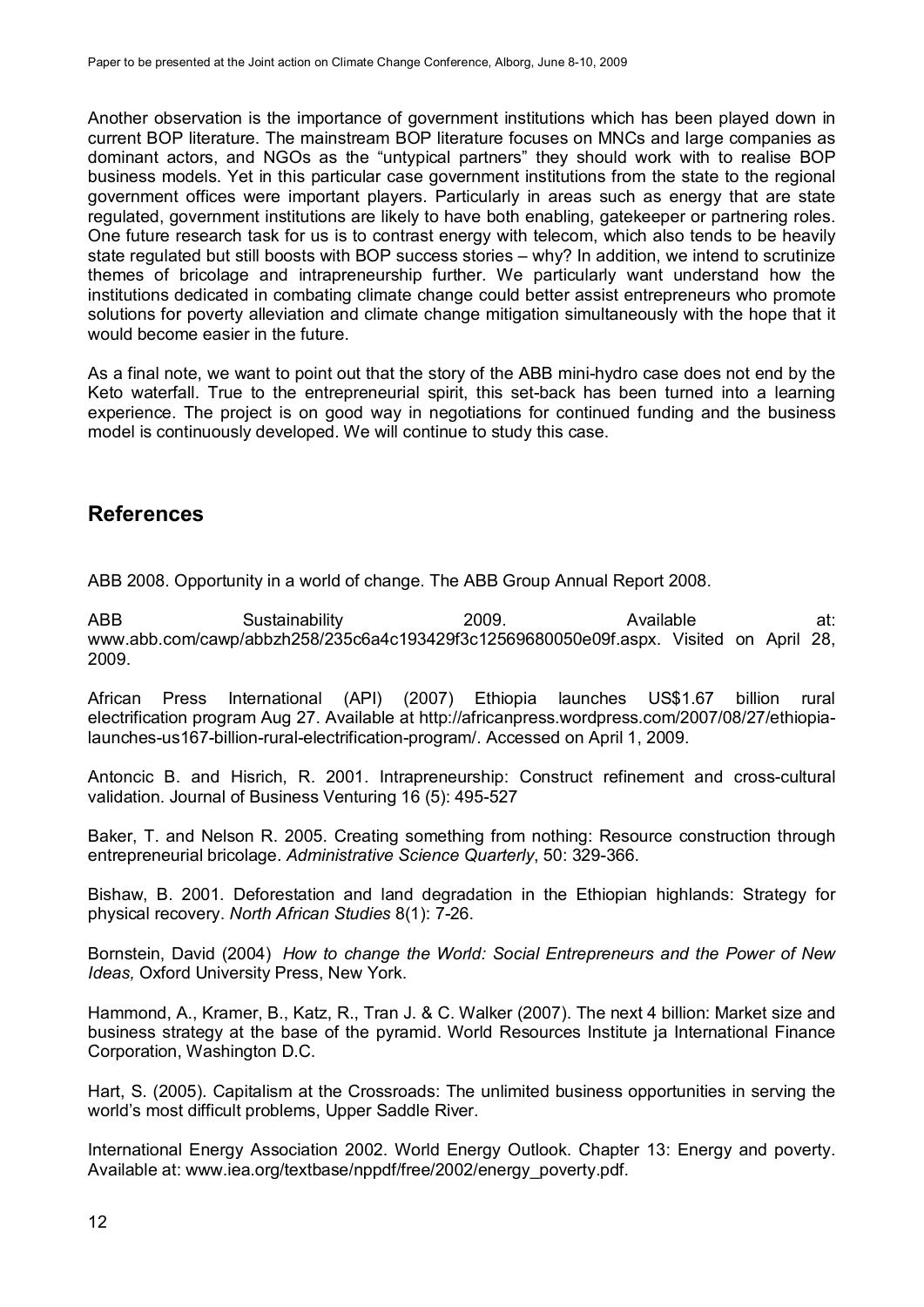Another observation is the importance of government institutions which has been played down in current BOP literature. The mainstream BOP literature focuses on MNCs and large companies as dominant actors, and NGOs as the "untypical partners" they should work with to realise BOP business models. Yet in this particular case government institutions from the state to the regional government offices were important players. Particularly in areas such as energy that are state regulated, government institutions are likely to have both enabling, gatekeeper or partnering roles. One future research task for us is to contrast energy with telecom, which also tends to be heavily state regulated but still boosts with BOP success stories – why? In addition, we intend to scrutinize themes of bricolage and intrapreneurship further. We particularly want understand how the institutions dedicated in combating climate change could better assist entrepreneurs who promote solutions for poverty alleviation and climate change mitigation simultaneously with the hope that it would become easier in the future.

As a final note, we want to point out that the story of the ABB mini-hydro case does not end by the Keto waterfall. True to the entrepreneurial spirit, this set-back has been turned into a learning experience. The project is on good way in negotiations for continued funding and the business model is continuously developed. We will continue to study this case.

## References

ABB 2008. Opportunity in a world of change. The ABB Group Annual Report 2008.

ABB Sustainability 2009. Available at: www.abb.com/cawp/abbzh258/235c6a4c193429f3c12569680050e09f.aspx. Visited on April 28, 2009.

African Press International (API) (2007) Ethiopia launches US$1.67 billion rural electrification program Aug 27. Available at http://africanpress.wordpress.com/2007/08/27/ethiopia-launches-us167-billion-rural-electrification-program/. Accessed on April 1, 2009.

Antoncic B. and Hisrich, R. 2001. Intrapreneurship: Construct refinement and cross-cultural validation. Journal of Business Venturing 16 (5): 495-527

Baker, T. and Nelson R. 2005. Creating something from nothing: Resource construction through entrepreneurial bricolage. *Administrative Science Quarterly*, 50: 329-366.

Bishaw, B. 2001. Deforestation and land degradation in the Ethiopian highlands: Strategy for physical recovery. *North African Studies* 8(1): 7-26.

Bornstein, David (2004) *How to change the World: Social Entrepreneurs and the Power of New Ideas,* Oxford University Press, New York.

Hammond, A., Kramer, B., Katz, R., Tran J. & C. Walker (2007). The next 4 billion: Market size and business strategy at the base of the pyramid. World Resources Institute ja International Finance Corporation, Washington D.C.

Hart, S. (2005). Capitalism at the Crossroads: The unlimited business opportunities in serving the world's most difficult problems, Upper Saddle River.

International Energy Association 2002. World Energy Outlook. Chapter 13: Energy and poverty. Available at: www.iea.org/textbase/nppdf/free/2002/energy_poverty.pdf.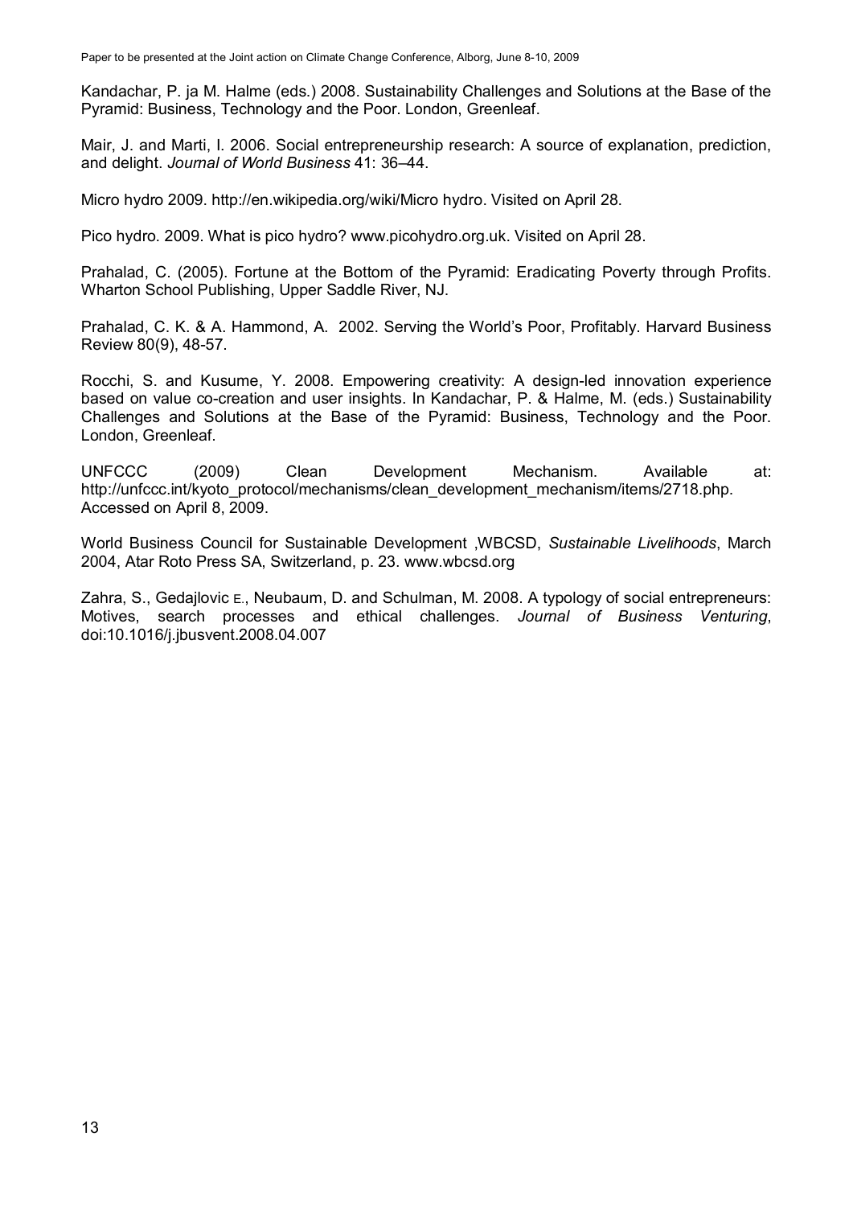Kandachar, P. ja M. Halme (eds.) 2008. Sustainability Challenges and Solutions at the Base of the Pyramid: Business, Technology and the Poor. London, Greenleaf.

Mair, J. and Marti, I. 2006. Social entrepreneurship research: A source of explanation, prediction, and delight. *Journal of World Business* 41: 36–44.

Micro hydro 2009. http://en.wikipedia.org/wiki/Micro hydro. Visited on April 28.

Pico hydro. 2009. What is pico hydro? www.picohydro.org.uk. Visited on April 28.

Prahalad, C. (2005). Fortune at the Bottom of the Pyramid: Eradicating Poverty through Profits. Wharton School Publishing, Upper Saddle River, NJ.

Prahalad, C. K. & A. Hammond, A. 2002. Serving the World's Poor, Profitably. Harvard Business Review 80(9), 48-57.

Rocchi, S. and Kusume, Y. 2008. Empowering creativity: A design-led innovation experience based on value co-creation and user insights. In Kandachar, P. & Halme, M. (eds.) Sustainability Challenges and Solutions at the Base of the Pyramid: Business, Technology and the Poor. London, Greenleaf.

UNFCCC (2009) Clean Development Mechanism. Available at: http://unfccc.int/kyoto_protocol/mechanisms/clean_development_mechanism/items/2718.php. Accessed on April 8, 2009.

World Business Council for Sustainable Development ,WBCSD, *Sustainable Livelihoods*, March 2004, Atar Roto Press SA, Switzerland, p. 23. www.wbcsd.org

Zahra, S., Gedajlovic E., Neubaum, D. and Schulman, M. 2008. A typology of social entrepreneurs: Motives, search processes and ethical challenges. *Journal of Business Venturing*, doi:10.1016/j.jbusvent.2008.04.007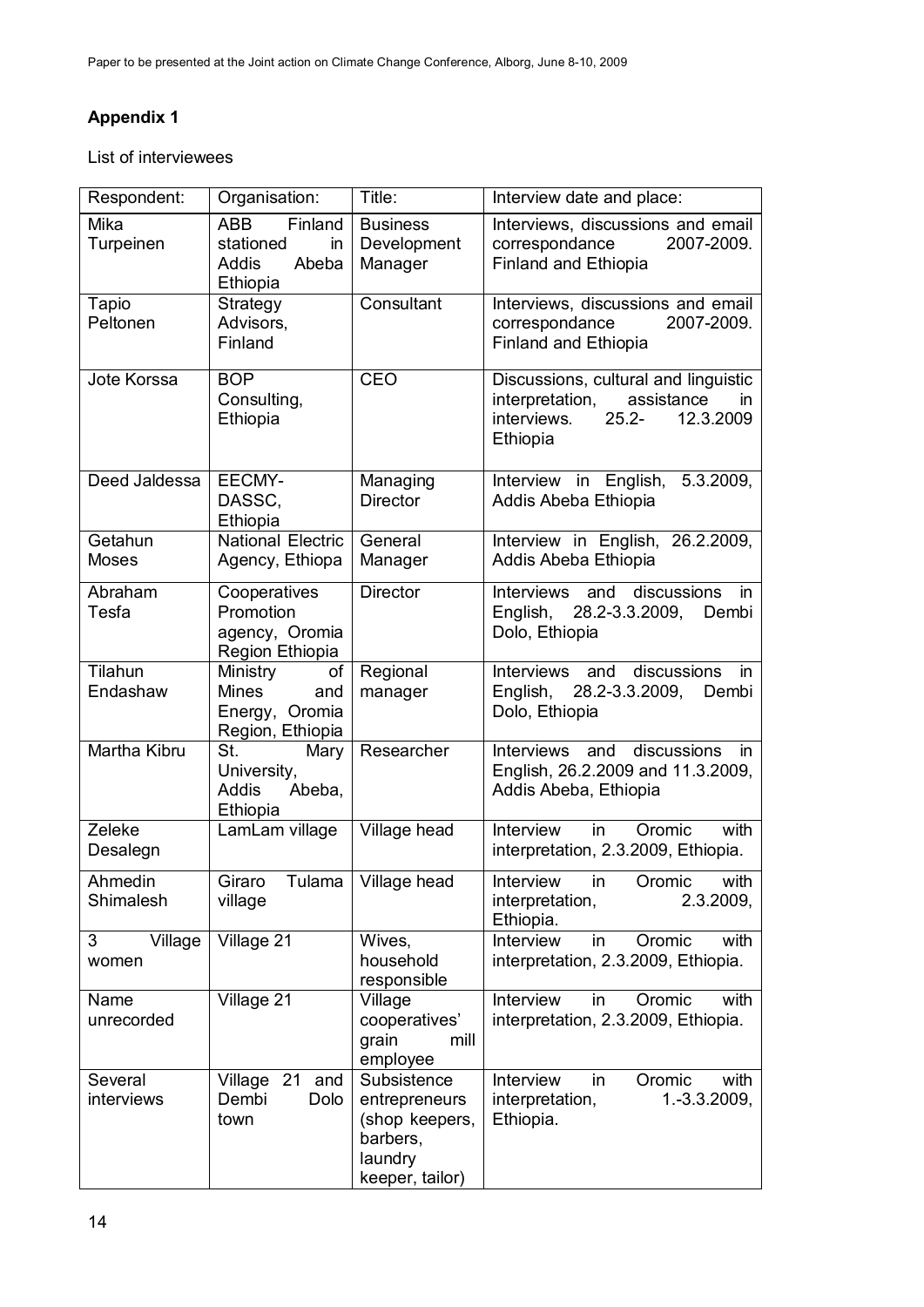**Appendix 1**

List of interviewees

| Respondent: | Organisation: | Title: | Interview date and place: |
|---|---|---|---|
| Mika Turpeinen | ABB Finland stationed in Addis Abeba Ethiopia | Business Development Manager | Interviews, discussions and email correspondance 2007-2009. Finland and Ethiopia |
| Tapio Peltonen | Strategy Advisors, Finland | Consultant | Interviews, discussions and email correspondance 2007-2009. Finland and Ethiopia |
| Jote Korssa | BOP Consulting, Ethiopia | CEO | Discussions, cultural and linguistic interpretation, assistance in interviews. 25.2- 12.3.2009 Ethiopia |
| Deed Jaldessa | EECMY-DASSC, Ethiopia | Managing Director | Interview in English, 5.3.2009, Addis Abeba Ethiopia |
| Getahun Moses | National Electric Agency, Ethiopa | General Manager | Interview in English, 26.2.2009, Addis Abeba Ethiopia |
| Abraham Tesfa | Cooperatives Promotion agency, Oromia Region Ethiopia | Director | Interviews and discussions in English, 28.2-3.3.2009, Dembi Dolo, Ethiopia |
| Tilahun Endashaw | Ministry of Mines and Energy, Oromia Region, Ethiopia | Regional manager | Interviews and discussions in English, 28.2-3.3.2009, Dembi Dolo, Ethiopia |
| Martha Kibru | St. Mary University, Addis Abeba, Ethiopia | Researcher | Interviews and discussions in English, 26.2.2009 and 11.3.2009, Addis Abeba, Ethiopia |
| Zeleke Desalegn | LamLam village | Village head | Interview in Oromic with interpretation, 2.3.2009, Ethiopia. |
| Ahmedin Shimalesh | Giraro Tulama village | Village head | Interview in Oromic with interpretation, 2.3.2009, Ethiopia. |
| 3 Village women | Village 21 | Wives, household responsible | Interview in Oromic with interpretation, 2.3.2009, Ethiopia. |
| Name unrecorded | Village 21 | Village cooperatives' grain mill employee | Interview in Oromic with interpretation, 2.3.2009, Ethiopia. |
| Several interviews | Village 21 and Dembi Dolo town | Subsistence entrepreneurs (shop keepers, barbers, laundry keeper, tailor) | Interview in Oromic with interpretation, 1.-3.3.2009, Ethiopia. |